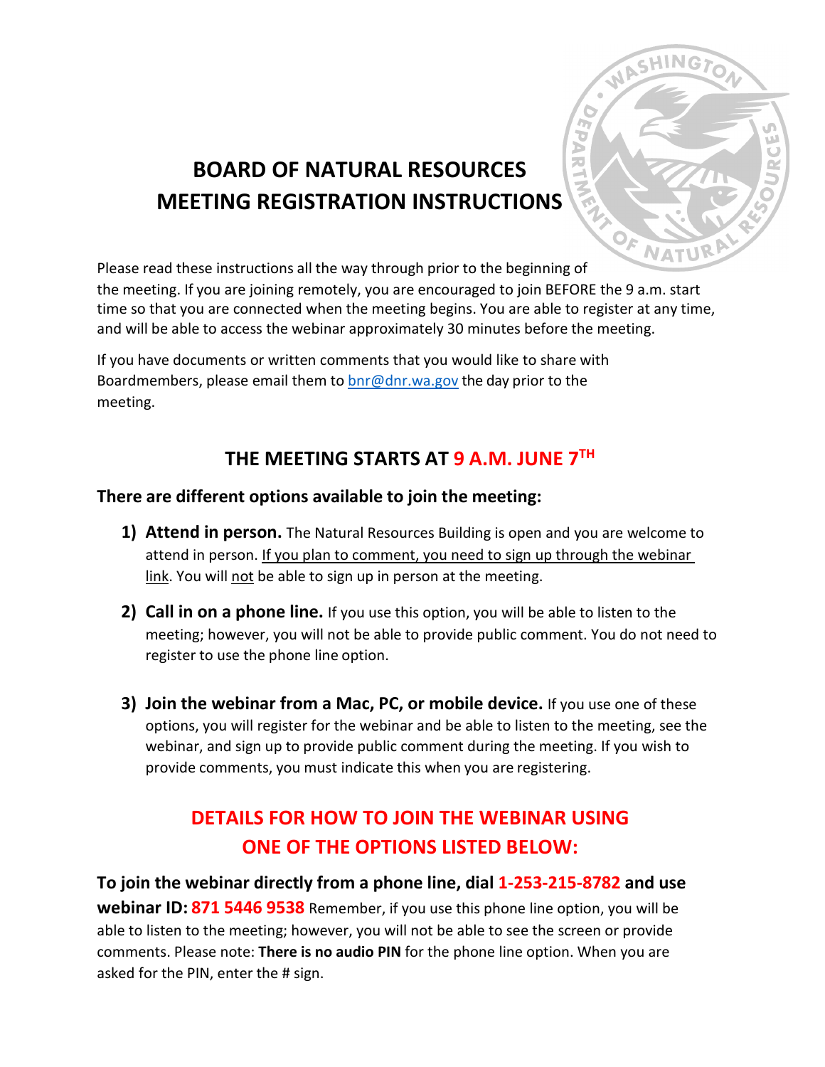# BOARD OF NATURAL RESOURCES MEETING REGISTRATION INSTRUCTIONS

Please read these instructions all the way through prior to the beginning of the meeting. If you are joining remotely, you are encouraged to join BEFORE the 9 a.m. start time so that you are connected when the meeting begins. You are able to register at any time, and will be able to access the webinar approximately 30 minutes before the meeting.

If you have documents or written comments that you would like to share with Boardmembers, please email them to bnr@dnr.wa.gov the day prior to the meeting.

## THE MEETING STARTS AT 9 A.M. JUNE 7TH

**There are different options available to join the meeting:**

1) **Attend in person.** The Natural Resources Building is open and you are welcome to attend in person. If you plan to comment, you need to sign up through the webinar link. You will not be able to sign up in person at the meeting.

2) **Call in on a phone line.** If you use this option, you will be able to listen to the meeting; however, you will not be able to provide public comment. You do not need to register to use the phone line option.

3) **Join the webinar from a Mac, PC, or mobile device.** If you use one of these options, you will register for the webinar and be able to listen to the meeting, see the webinar, and sign up to provide public comment during the meeting. If you wish to provide comments, you must indicate this when you are registering.

## DETAILS FOR HOW TO JOIN THE WEBINAR USING ONE OF THE OPTIONS LISTED BELOW:

**To join the webinar directly from a phone line, dial 1-253-215-8782 and use webinar ID: 871 5446 9538** Remember, if you use this phone line option, you will be able to listen to the meeting; however, you will not be able to see the screen or provide comments. Please note: **There is no audio PIN** for the phone line option. When you are asked for the PIN, enter the # sign.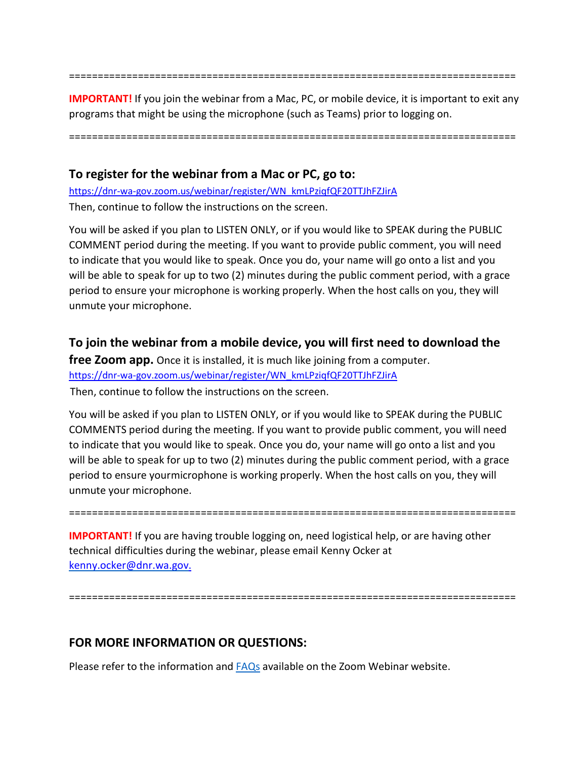================================================================================

**IMPORTANT!** If you join the webinar from a Mac, PC, or mobile device, it is important to exit any programs that might be using the microphone (such as Teams) prior to logging on.

================================================================================

### To register for the webinar from a Mac or PC, go to:

https://dnr-wa-gov.zoom.us/webinar/register/WN_kmLPziqfQF20TTJhFZJirA

Then, continue to follow the instructions on the screen.

You will be asked if you plan to LISTEN ONLY, or if you would like to SPEAK during the PUBLIC COMMENT period during the meeting. If you want to provide public comment, you will need to indicate that you would like to speak. Once you do, your name will go onto a list and you will be able to speak for up to two (2) minutes during the public comment period, with a grace period to ensure your microphone is working properly. When the host calls on you, they will unmute your microphone.

### To join the webinar from a mobile device, you will first need to download the free Zoom app.

Once it is installed, it is much like joining from a computer.

https://dnr-wa-gov.zoom.us/webinar/register/WN_kmLPziqfQF20TTJhFZJirA

Then, continue to follow the instructions on the screen.

You will be asked if you plan to LISTEN ONLY, or if you would like to SPEAK during the PUBLIC COMMENTS period during the meeting. If you want to provide public comment, you will need to indicate that you would like to speak. Once you do, your name will go onto a list and you will be able to speak for up to two (2) minutes during the public comment period, with a grace period to ensure yourmicrophone is working properly. When the host calls on you, they will unmute your microphone.

================================================================================

**IMPORTANT!** If you are having trouble logging on, need logistical help, or are having other technical difficulties during the webinar, please email Kenny Ocker at kenny.ocker@dnr.wa.gov.

================================================================================

### FOR MORE INFORMATION OR QUESTIONS:

Please refer to the information and FAQs available on the Zoom Webinar website.